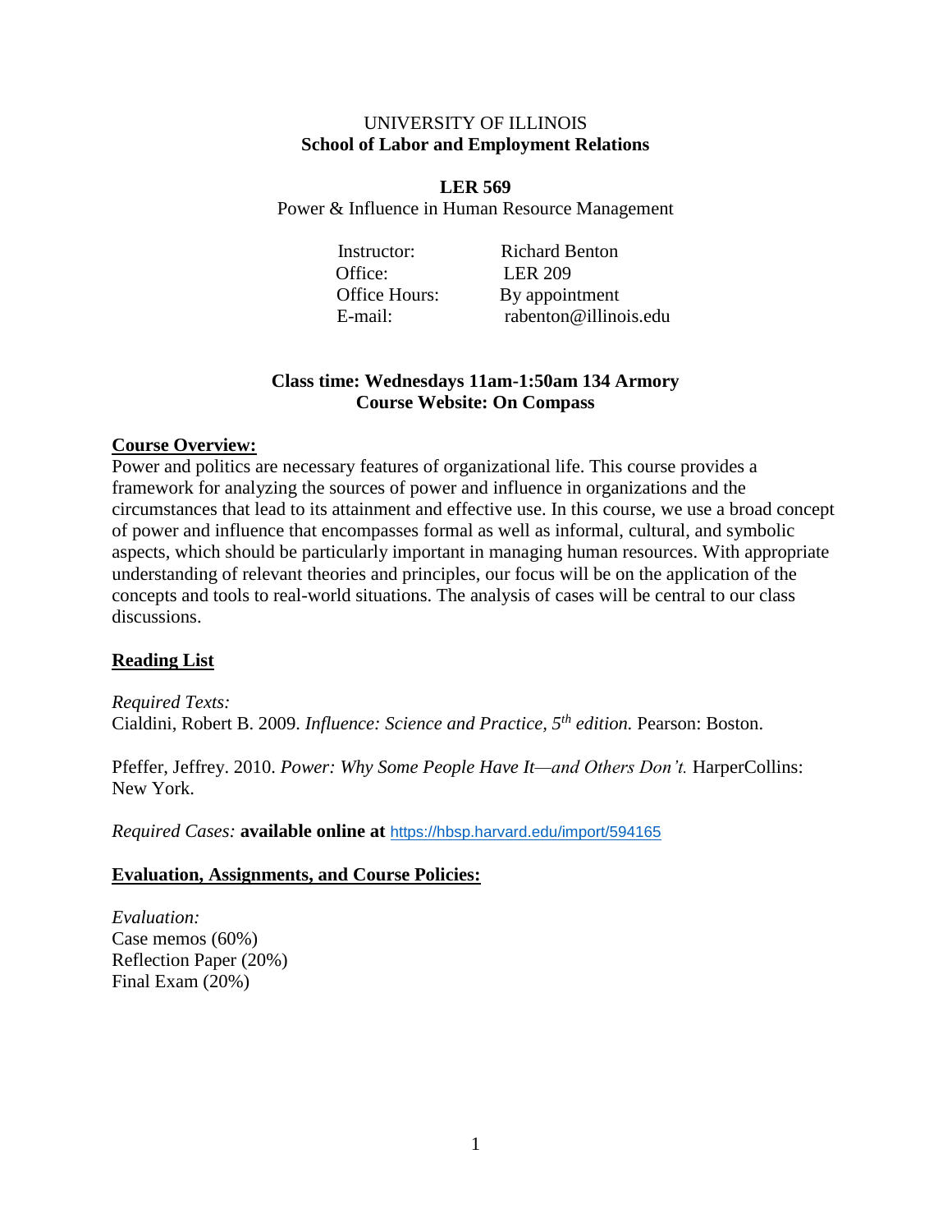UNIVERSITY OF ILLINOIS
**School of Labor and Employment Relations**

**LER 569**
Power & Influence in Human Resource Management

Instructor: Richard Benton
Office: LER 209
Office Hours: By appointment
E-mail: rabenton@illinois.edu

**Class time: Wednesdays 11am-1:50am 134 Armory**
**Course Website: On Compass**

## Course Overview:

Power and politics are necessary features of organizational life. This course provides a framework for analyzing the sources of power and influence in organizations and the circumstances that lead to its attainment and effective use. In this course, we use a broad concept of power and influence that encompasses formal as well as informal, cultural, and symbolic aspects, which should be particularly important in managing human resources. With appropriate understanding of relevant theories and principles, our focus will be on the application of the concepts and tools to real-world situations. The analysis of cases will be central to our class discussions.

## Reading List

*Required Texts:*
Cialdini, Robert B. 2009. *Influence: Science and Practice, 5th edition.* Pearson: Boston.

Pfeffer, Jeffrey. 2010. *Power: Why Some People Have It—and Others Don't.* HarperCollins: New York.

*Required Cases:* **available online at** https://hbsp.harvard.edu/import/594165

## Evaluation, Assignments, and Course Policies:

*Evaluation:*
Case memos (60%)
Reflection Paper (20%)
Final Exam (20%)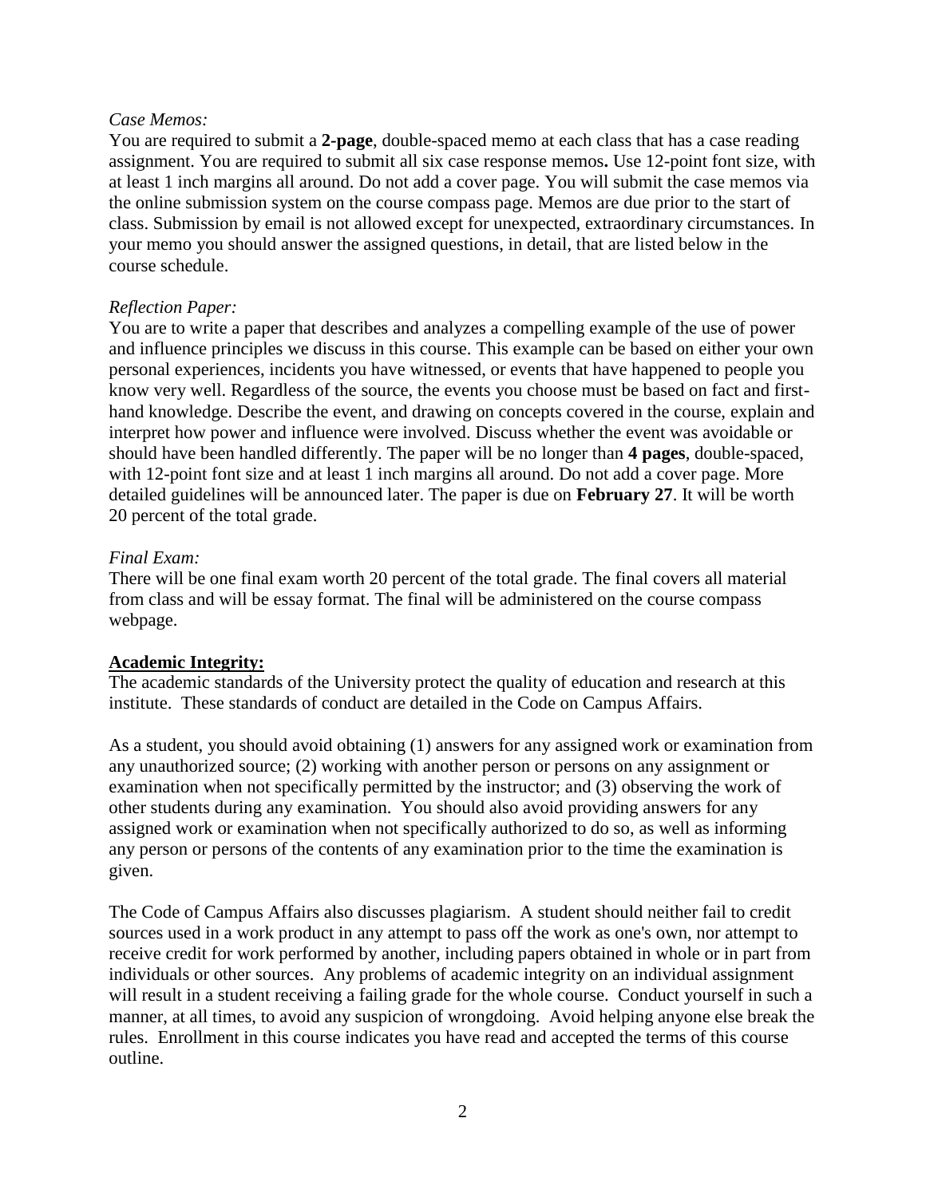*Case Memos:*
You are required to submit a **2-page**, double-spaced memo at each class that has a case reading assignment. You are required to submit all six case response memos**.** Use 12-point font size, with at least 1 inch margins all around. Do not add a cover page. You will submit the case memos via the online submission system on the course compass page. Memos are due prior to the start of class. Submission by email is not allowed except for unexpected, extraordinary circumstances. In your memo you should answer the assigned questions, in detail, that are listed below in the course schedule.

*Reflection Paper:*
You are to write a paper that describes and analyzes a compelling example of the use of power and influence principles we discuss in this course. This example can be based on either your own personal experiences, incidents you have witnessed, or events that have happened to people you know very well. Regardless of the source, the events you choose must be based on fact and first-hand knowledge. Describe the event, and drawing on concepts covered in the course, explain and interpret how power and influence were involved. Discuss whether the event was avoidable or should have been handled differently. The paper will be no longer than **4 pages**, double-spaced, with 12-point font size and at least 1 inch margins all around. Do not add a cover page. More detailed guidelines will be announced later. The paper is due on **February 27**. It will be worth 20 percent of the total grade.

*Final Exam:*
There will be one final exam worth 20 percent of the total grade. The final covers all material from class and will be essay format. The final will be administered on the course compass webpage.

**Academic Integrity:**
The academic standards of the University protect the quality of education and research at this institute. These standards of conduct are detailed in the Code on Campus Affairs.

As a student, you should avoid obtaining (1) answers for any assigned work or examination from any unauthorized source; (2) working with another person or persons on any assignment or examination when not specifically permitted by the instructor; and (3) observing the work of other students during any examination. You should also avoid providing answers for any assigned work or examination when not specifically authorized to do so, as well as informing any person or persons of the contents of any examination prior to the time the examination is given.

The Code of Campus Affairs also discusses plagiarism. A student should neither fail to credit sources used in a work product in any attempt to pass off the work as one's own, nor attempt to receive credit for work performed by another, including papers obtained in whole or in part from individuals or other sources. Any problems of academic integrity on an individual assignment will result in a student receiving a failing grade for the whole course. Conduct yourself in such a manner, at all times, to avoid any suspicion of wrongdoing. Avoid helping anyone else break the rules. Enrollment in this course indicates you have read and accepted the terms of this course outline.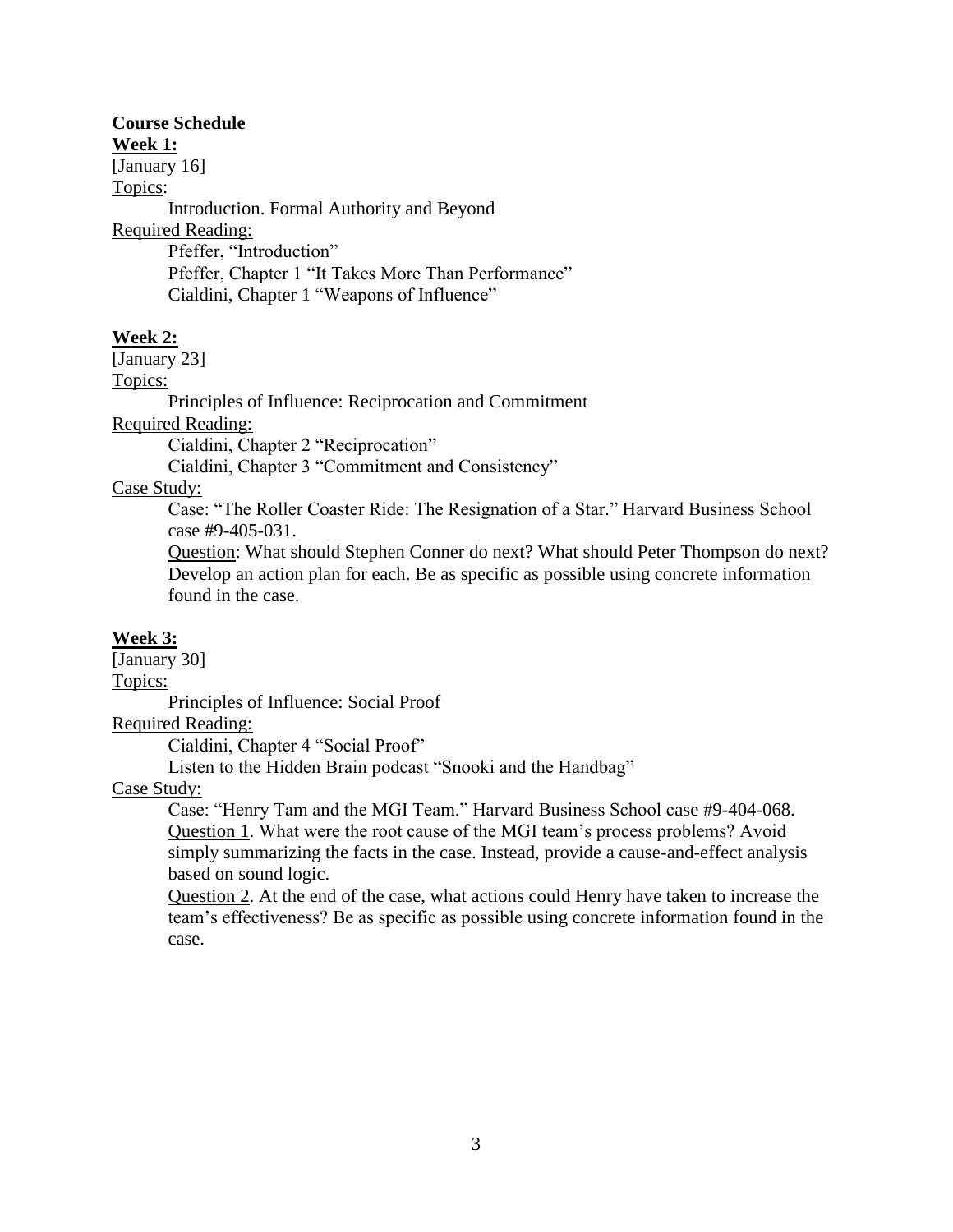**Course Schedule**

**Week 1:**

[January 16]

Topics:

Introduction. Formal Authority and Beyond

Required Reading:

Pfeffer, "Introduction"
Pfeffer, Chapter 1 "It Takes More Than Performance"
Cialdini, Chapter 1 "Weapons of Influence"

**Week 2:**

[January 23]

Topics:

Principles of Influence: Reciprocation and Commitment

Required Reading:

Cialdini, Chapter 2 "Reciprocation"
Cialdini, Chapter 3 "Commitment and Consistency"

Case Study:

Case: "The Roller Coaster Ride: The Resignation of a Star." Harvard Business School case #9-405-031.

Question: What should Stephen Conner do next? What should Peter Thompson do next? Develop an action plan for each. Be as specific as possible using concrete information found in the case.

**Week 3:**

[January 30]

Topics:

Principles of Influence: Social Proof

Required Reading:

Cialdini, Chapter 4 "Social Proof"
Listen to the Hidden Brain podcast "Snooki and the Handbag"

Case Study:

Case: "Henry Tam and the MGI Team." Harvard Business School case #9-404-068.

Question 1. What were the root cause of the MGI team's process problems? Avoid simply summarizing the facts in the case. Instead, provide a cause-and-effect analysis based on sound logic.

Question 2. At the end of the case, what actions could Henry have taken to increase the team's effectiveness? Be as specific as possible using concrete information found in the case.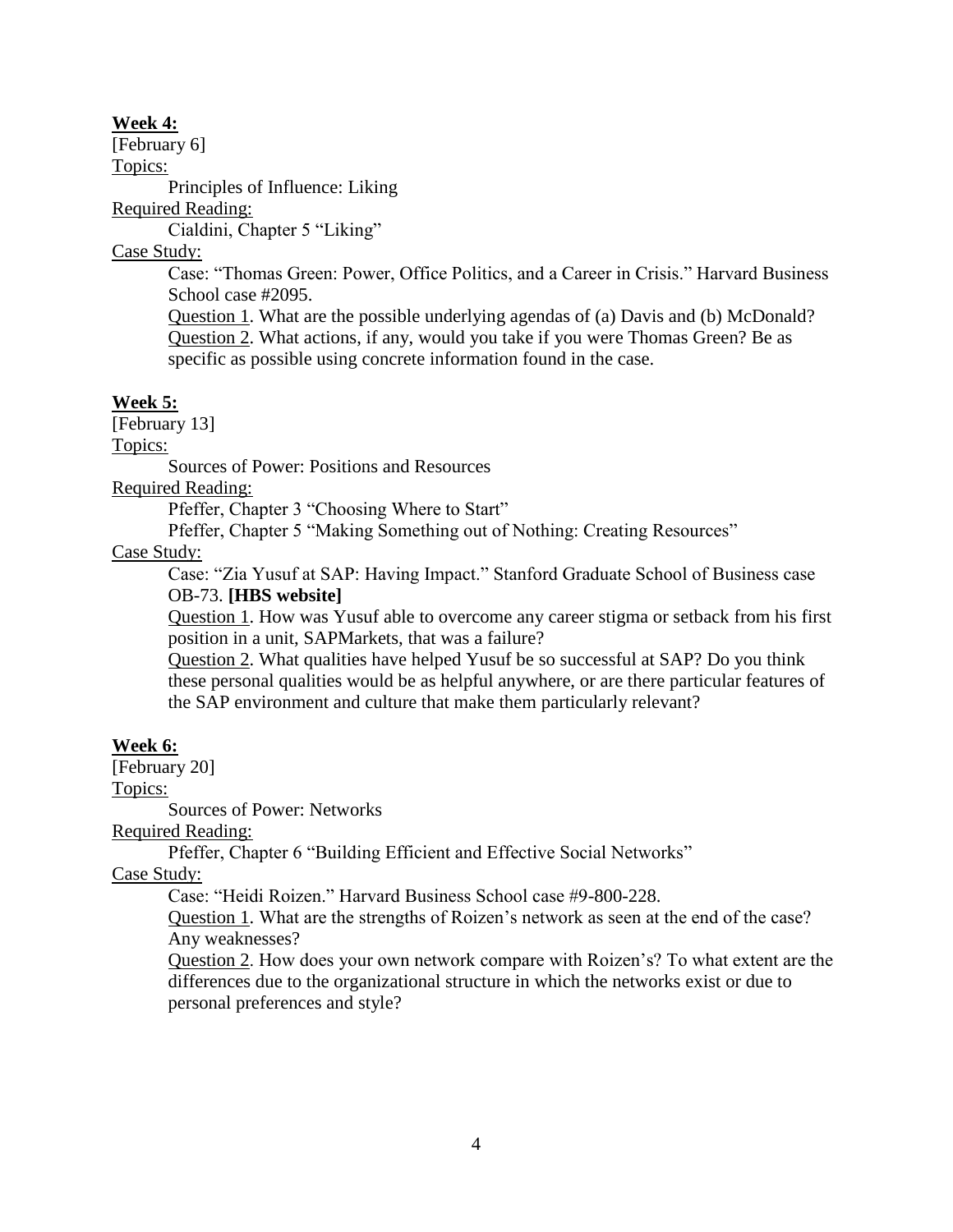**Week 4:**

[February 6]

Topics:

Principles of Influence: Liking

Required Reading:

Cialdini, Chapter 5 "Liking"

Case Study:

Case: "Thomas Green: Power, Office Politics, and a Career in Crisis." Harvard Business School case #2095.

Question 1. What are the possible underlying agendas of (a) Davis and (b) McDonald?

Question 2. What actions, if any, would you take if you were Thomas Green? Be as specific as possible using concrete information found in the case.

**Week 5:**

[February 13]

Topics:

Sources of Power: Positions and Resources

Required Reading:

Pfeffer, Chapter 3 "Choosing Where to Start"

Pfeffer, Chapter 5 "Making Something out of Nothing: Creating Resources"

Case Study:

Case: "Zia Yusuf at SAP: Having Impact." Stanford Graduate School of Business case OB-73. **[HBS website]**

Question 1. How was Yusuf able to overcome any career stigma or setback from his first position in a unit, SAPMarkets, that was a failure?

Question 2. What qualities have helped Yusuf be so successful at SAP? Do you think these personal qualities would be as helpful anywhere, or are there particular features of the SAP environment and culture that make them particularly relevant?

**Week 6:**

[February 20]

Topics:

Sources of Power: Networks

Required Reading:

Pfeffer, Chapter 6 "Building Efficient and Effective Social Networks"

Case Study:

Case: "Heidi Roizen." Harvard Business School case #9-800-228.

Question 1. What are the strengths of Roizen's network as seen at the end of the case? Any weaknesses?

Question 2. How does your own network compare with Roizen's? To what extent are the differences due to the organizational structure in which the networks exist or due to personal preferences and style?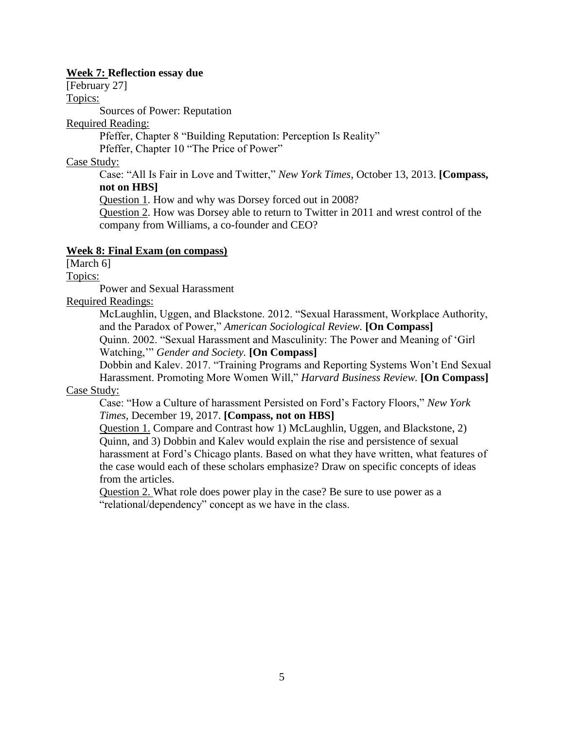**<u>Week 7: Reflection essay due</u>**

[February 27]

<u>Topics:</u>

Sources of Power: Reputation

<u>Required Reading:</u>

Pfeffer, Chapter 8 "Building Reputation: Perception Is Reality"

Pfeffer, Chapter 10 "The Price of Power"

<u>Case Study:</u>

Case: "All Is Fair in Love and Twitter," *New York Times*, October 13, 2013. **[Compass, not on HBS]**

<u>Question 1</u>. How and why was Dorsey forced out in 2008?

<u>Question 2</u>. How was Dorsey able to return to Twitter in 2011 and wrest control of the company from Williams, a co-founder and CEO?

**<u>Week 8: Final Exam (on compass)</u>**

[March 6]

<u>Topics:</u>

Power and Sexual Harassment

<u>Required Readings:</u>

McLaughlin, Uggen, and Blackstone. 2012. "Sexual Harassment, Workplace Authority, and the Paradox of Power," *American Sociological Review.* **[On Compass]**

Quinn. 2002. "Sexual Harassment and Masculinity: The Power and Meaning of 'Girl Watching,'" *Gender and Society.* **[On Compass]**

Dobbin and Kalev. 2017. "Training Programs and Reporting Systems Won't End Sexual Harassment. Promoting More Women Will," *Harvard Business Review.* **[On Compass]**

<u>Case Study:</u>

Case: "How a Culture of harassment Persisted on Ford's Factory Floors," *New York Times*, December 19, 2017. **[Compass, not on HBS]**

<u>Question 1.</u> Compare and Contrast how 1) McLaughlin, Uggen, and Blackstone, 2) Quinn, and 3) Dobbin and Kalev would explain the rise and persistence of sexual harassment at Ford's Chicago plants. Based on what they have written, what features of the case would each of these scholars emphasize? Draw on specific concepts of ideas from the articles.

<u>Question 2.</u> What role does power play in the case? Be sure to use power as a "relational/dependency" concept as we have in the class.